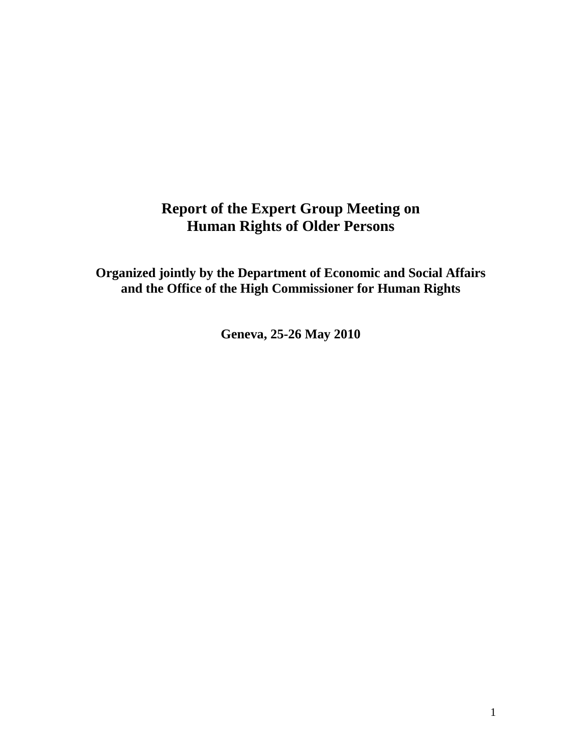# Report of the Expert Group Meeting on Human Rights of Older Persons

**Organized jointly by the Department of Economic and Social Affairs and the Office of the High Commissioner for Human Rights**

**Geneva, 25-26 May 2010**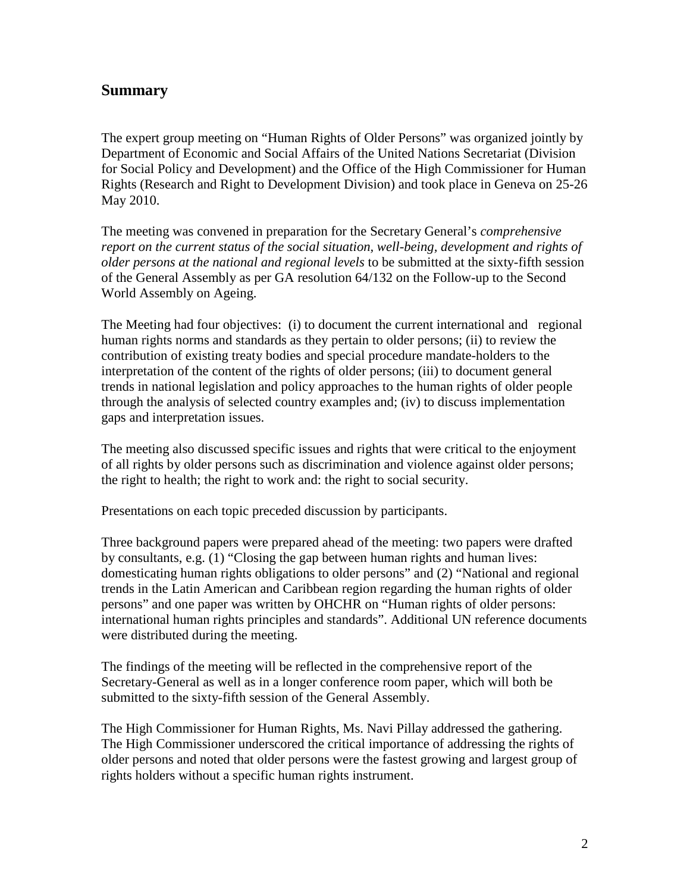## Summary

The expert group meeting on "Human Rights of Older Persons" was organized jointly by Department of Economic and Social Affairs of the United Nations Secretariat (Division for Social Policy and Development) and the Office of the High Commissioner for Human Rights (Research and Right to Development Division) and took place in Geneva on 25-26 May 2010.

The meeting was convened in preparation for the Secretary General's *comprehensive report on the current status of the social situation, well-being, development and rights of older persons at the national and regional levels* to be submitted at the sixty-fifth session of the General Assembly as per GA resolution 64/132 on the Follow-up to the Second World Assembly on Ageing.

The Meeting had four objectives: (i) to document the current international and regional human rights norms and standards as they pertain to older persons; (ii) to review the contribution of existing treaty bodies and special procedure mandate-holders to the interpretation of the content of the rights of older persons; (iii) to document general trends in national legislation and policy approaches to the human rights of older people through the analysis of selected country examples and; (iv) to discuss implementation gaps and interpretation issues.

The meeting also discussed specific issues and rights that were critical to the enjoyment of all rights by older persons such as discrimination and violence against older persons; the right to health; the right to work and: the right to social security.

Presentations on each topic preceded discussion by participants.

Three background papers were prepared ahead of the meeting: two papers were drafted by consultants, e.g. (1) "Closing the gap between human rights and human lives: domesticating human rights obligations to older persons" and (2) "National and regional trends in the Latin American and Caribbean region regarding the human rights of older persons" and one paper was written by OHCHR on "Human rights of older persons: international human rights principles and standards". Additional UN reference documents were distributed during the meeting.

The findings of the meeting will be reflected in the comprehensive report of the Secretary-General as well as in a longer conference room paper, which will both be submitted to the sixty-fifth session of the General Assembly.

The High Commissioner for Human Rights, Ms. Navi Pillay addressed the gathering. The High Commissioner underscored the critical importance of addressing the rights of older persons and noted that older persons were the fastest growing and largest group of rights holders without a specific human rights instrument.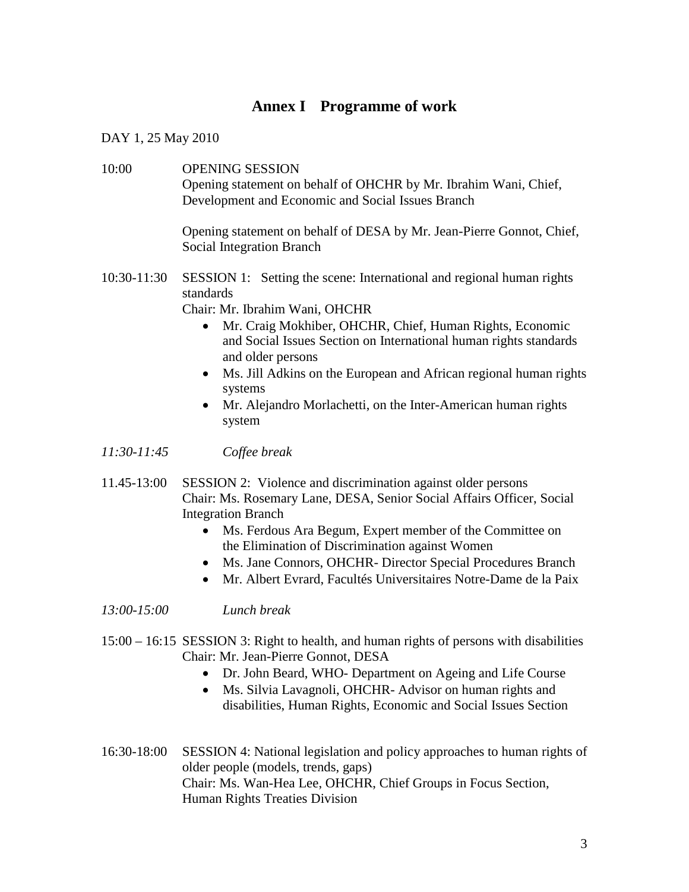## Annex I Programme of work

DAY 1, 25 May 2010

10:00 OPENING SESSION
Opening statement on behalf of OHCHR by Mr. Ibrahim Wani, Chief, Development and Economic and Social Issues Branch

Opening statement on behalf of DESA by Mr. Jean-Pierre Gonnot, Chief, Social Integration Branch

10:30-11:30 SESSION 1: Setting the scene: International and regional human rights standards
Chair: Mr. Ibrahim Wani, OHCHR

- Mr. Craig Mokhiber, OHCHR, Chief, Human Rights, Economic and Social Issues Section on International human rights standards and older persons
- Ms. Jill Adkins on the European and African regional human rights systems
- Mr. Alejandro Morlachetti, on the Inter-American human rights system

*11:30-11:45* *Coffee break*

11.45-13:00 SESSION 2: Violence and discrimination against older persons
Chair: Ms. Rosemary Lane, DESA, Senior Social Affairs Officer, Social Integration Branch

- Ms. Ferdous Ara Begum, Expert member of the Committee on the Elimination of Discrimination against Women
- Ms. Jane Connors, OHCHR- Director Special Procedures Branch
- Mr. Albert Evrard, Facultés Universitaires Notre-Dame de la Paix

*13:00-15:00* *Lunch break*

15:00 – 16:15 SESSION 3: Right to health, and human rights of persons with disabilities
Chair: Mr. Jean-Pierre Gonnot, DESA

- Dr. John Beard, WHO- Department on Ageing and Life Course
- Ms. Silvia Lavagnoli, OHCHR- Advisor on human rights and disabilities, Human Rights, Economic and Social Issues Section

16:30-18:00 SESSION 4: National legislation and policy approaches to human rights of older people (models, trends, gaps)
Chair: Ms. Wan-Hea Lee, OHCHR, Chief Groups in Focus Section, Human Rights Treaties Division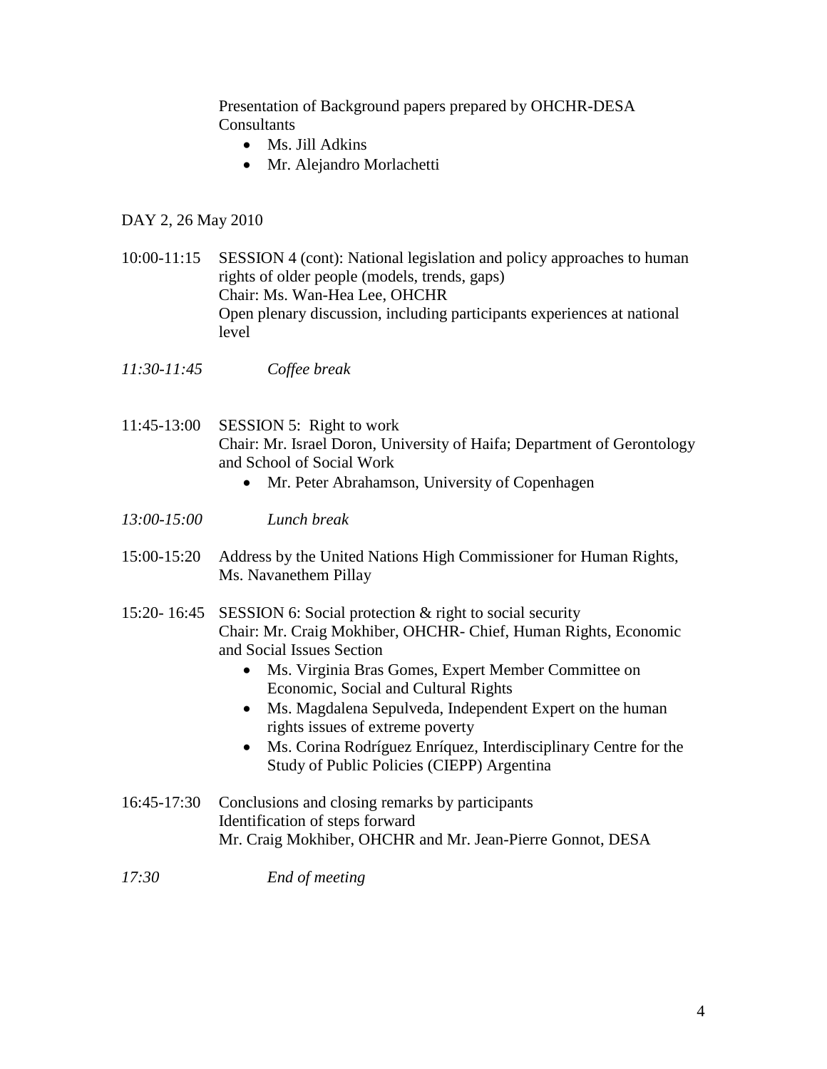Presentation of Background papers prepared by OHCHR-DESA Consultants

- Ms. Jill Adkins
- Mr. Alejandro Morlachetti

DAY 2, 26 May 2010

10:00-11:15 SESSION 4 (cont): National legislation and policy approaches to human rights of older people (models, trends, gaps)
Chair: Ms. Wan-Hea Lee, OHCHR
Open plenary discussion, including participants experiences at national level

*11:30-11:45* *Coffee break*

11:45-13:00 SESSION 5: Right to work
Chair: Mr. Israel Doron, University of Haifa; Department of Gerontology and School of Social Work

- Mr. Peter Abrahamson, University of Copenhagen

*13:00-15:00* *Lunch break*

15:00-15:20 Address by the United Nations High Commissioner for Human Rights, Ms. Navanethem Pillay

15:20- 16:45 SESSION 6: Social protection & right to social security
Chair: Mr. Craig Mokhiber, OHCHR- Chief, Human Rights, Economic and Social Issues Section

- Ms. Virginia Bras Gomes, Expert Member Committee on Economic, Social and Cultural Rights
- Ms. Magdalena Sepulveda, Independent Expert on the human rights issues of extreme poverty
- Ms. Corina Rodríguez Enríquez, Interdisciplinary Centre for the Study of Public Policies (CIEPP) Argentina

16:45-17:30 Conclusions and closing remarks by participants
Identification of steps forward
Mr. Craig Mokhiber, OHCHR and Mr. Jean-Pierre Gonnot, DESA

*17:30* *End of meeting*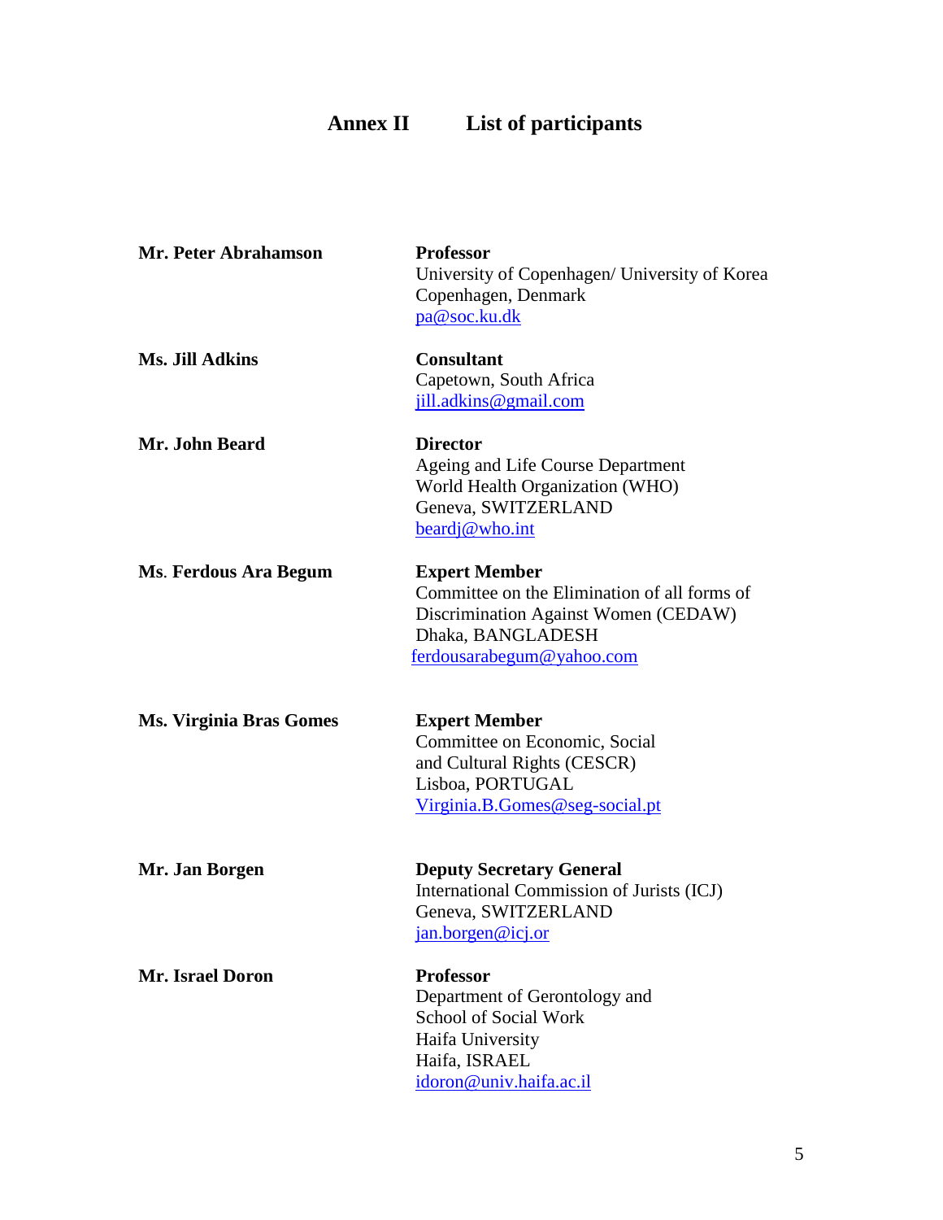# Annex II List of participants

**Mr. Peter Abrahamson**
**Professor**
University of Copenhagen/ University of Korea
Copenhagen, Denmark
pa@soc.ku.dk

**Ms. Jill Adkins**
**Consultant**
Capetown, South Africa
jill.adkins@gmail.com

**Mr. John Beard**
**Director**
Ageing and Life Course Department
World Health Organization (WHO)
Geneva, SWITZERLAND
beardj@who.int

**Ms. Ferdous Ara Begum**
**Expert Member**
Committee on the Elimination of all forms of Discrimination Against Women (CEDAW)
Dhaka, BANGLADESH
ferdousarabegum@yahoo.com

**Ms. Virginia Bras Gomes**
**Expert Member**
Committee on Economic, Social and Cultural Rights (CESCR)
Lisboa, PORTUGAL
Virginia.B.Gomes@seg-social.pt

**Mr. Jan Borgen**
**Deputy Secretary General**
International Commission of Jurists (ICJ)
Geneva, SWITZERLAND
jan.borgen@icj.or

**Mr. Israel Doron**
**Professor**
Department of Gerontology and School of Social Work
Haifa University
Haifa, ISRAEL
idoron@univ.haifa.ac.il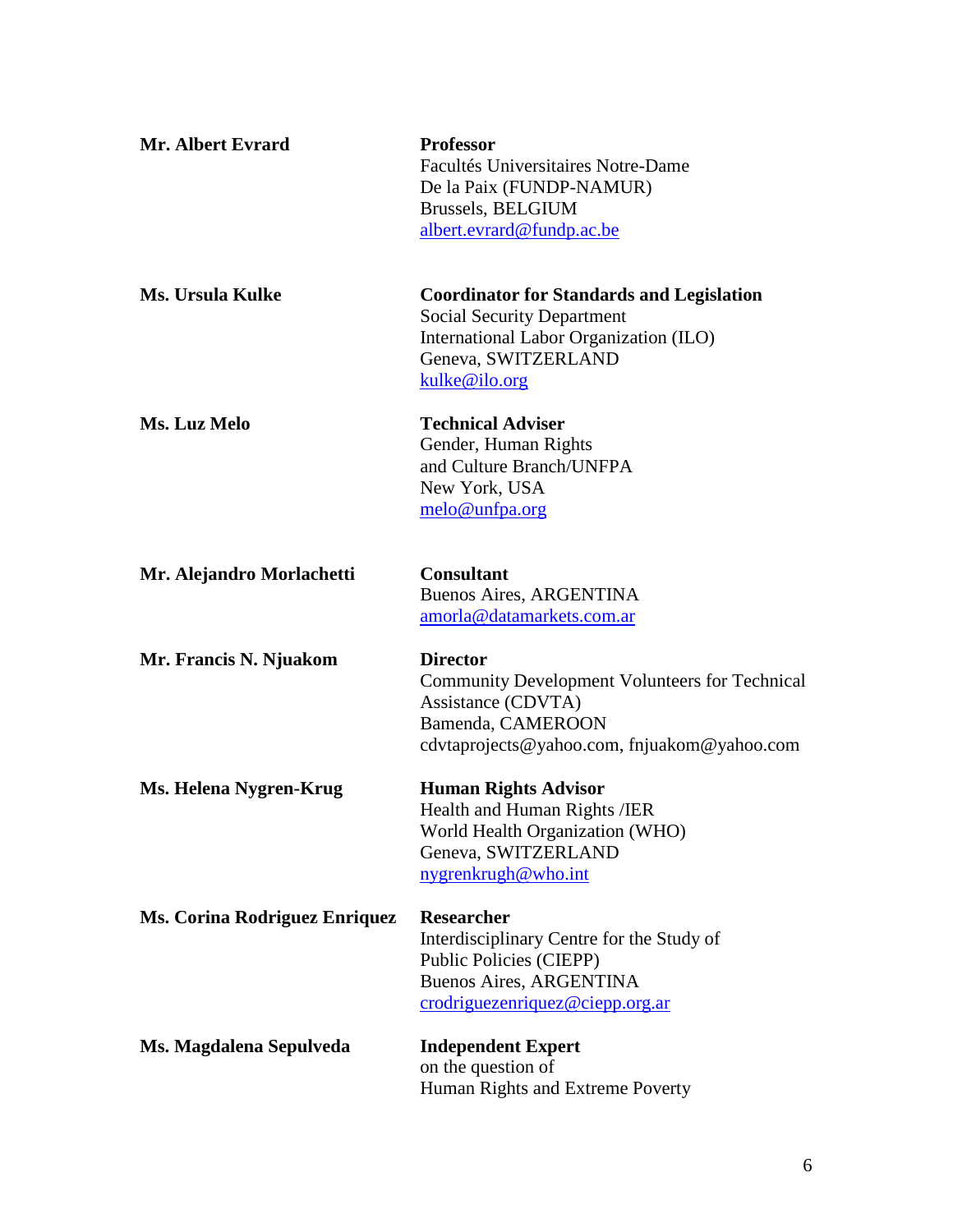**Mr. Albert Evrard**

**Professor**
Facultés Universitaires Notre-Dame
De la Paix (FUNDP-NAMUR)
Brussels, BELGIUM
albert.evrard@fundp.ac.be

**Ms. Ursula Kulke**

**Coordinator for Standards and Legislation**
Social Security Department
International Labor Organization (ILO)
Geneva, SWITZERLAND
kulke@ilo.org

**Ms. Luz Melo**

**Technical Adviser**
Gender, Human Rights
and Culture Branch/UNFPA
New York, USA
melo@unfpa.org

**Mr. Alejandro Morlachetti**

**Consultant**
Buenos Aires, ARGENTINA
amorla@datamarkets.com.ar

**Mr. Francis N. Njuakom**

**Director**
Community Development Volunteers for Technical Assistance (CDVTA)
Bamenda, CAMEROON
cdvtaprojects@yahoo.com, fnjuakom@yahoo.com

**Ms. Helena Nygren-Krug**

**Human Rights Advisor**
Health and Human Rights /IER
World Health Organization (WHO)
Geneva, SWITZERLAND
nygrenkrugh@who.int

**Ms. Corina Rodriguez Enriquez**

**Researcher**
Interdisciplinary Centre for the Study of
Public Policies (CIEPP)
Buenos Aires, ARGENTINA
crodriguezenriquez@ciepp.org.ar

**Ms. Magdalena Sepulveda**

**Independent Expert**
on the question of
Human Rights and Extreme Poverty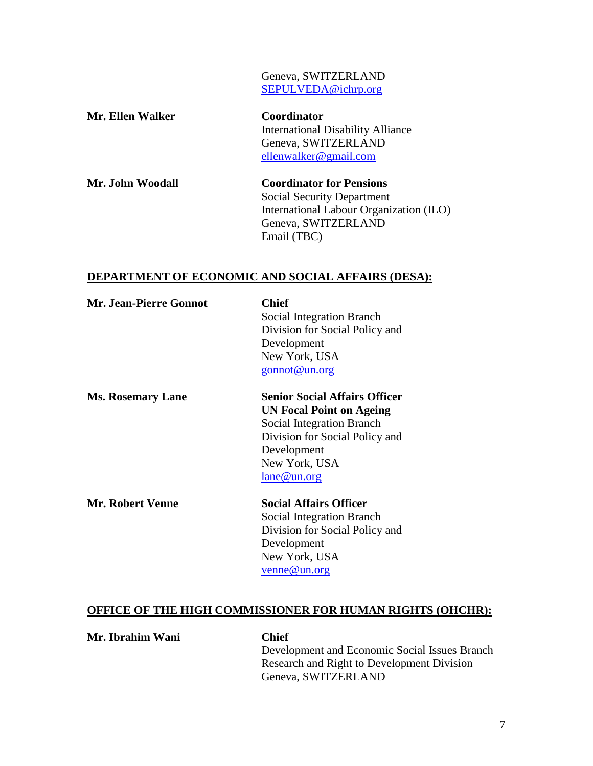Geneva, SWITZERLAND
SEPULVEDA@ichrp.org

**Mr. Ellen Walker**

**Coordinator**
International Disability Alliance
Geneva, SWITZERLAND
ellenwalker@gmail.com

**Mr. John Woodall**

**Coordinator for Pensions**
Social Security Department
International Labour Organization (ILO)
Geneva, SWITZERLAND
Email (TBC)

## DEPARTMENT OF ECONOMIC AND SOCIAL AFFAIRS (DESA):

**Mr. Jean-Pierre Gonnot**

**Chief**
Social Integration Branch
Division for Social Policy and Development
New York, USA
gonnot@un.org

**Ms. Rosemary Lane**

**Senior Social Affairs Officer**
**UN Focal Point on Ageing**
Social Integration Branch
Division for Social Policy and Development
New York, USA
lane@un.org

**Mr. Robert Venne**

**Social Affairs Officer**
Social Integration Branch
Division for Social Policy and Development
New York, USA
venne@un.org

## OFFICE OF THE HIGH COMMISSIONER FOR HUMAN RIGHTS (OHCHR):

**Mr. Ibrahim Wani**

**Chief**
Development and Economic Social Issues Branch
Research and Right to Development Division
Geneva, SWITZERLAND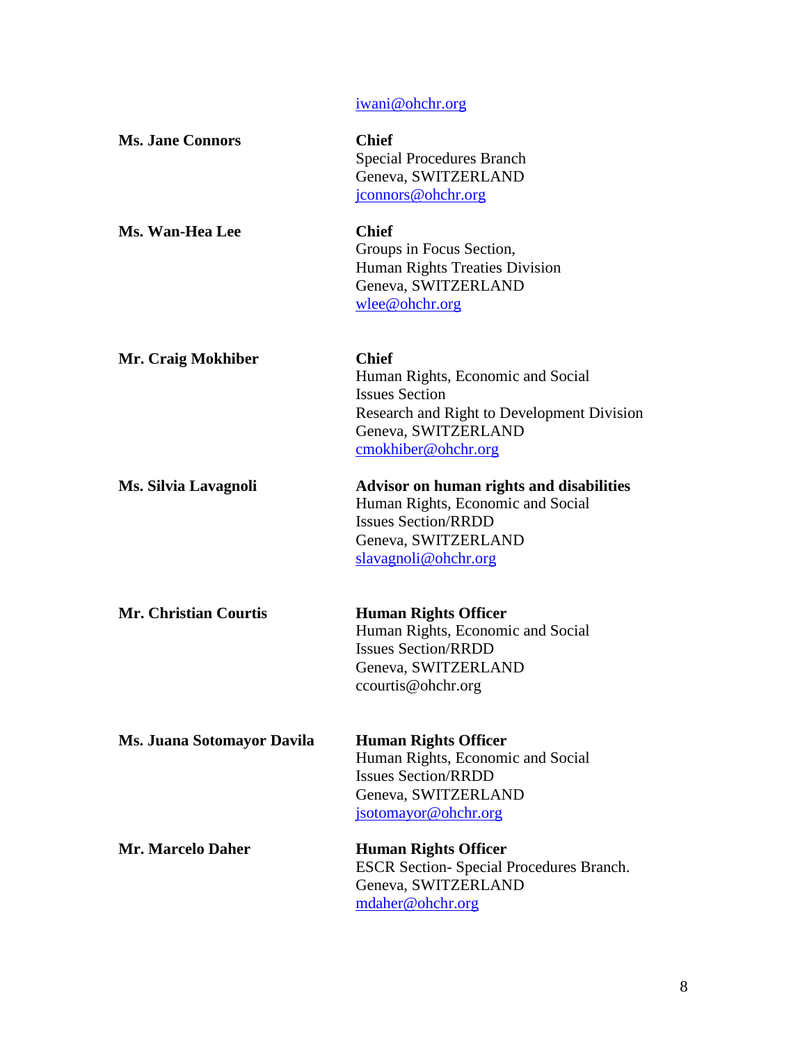iwani@ohchr.org

| | |
|---|---|
| **Ms. Jane Connors** | **Chief**<br>Special Procedures Branch<br>Geneva, SWITZERLAND<br>jconnors@ohchr.org |
| **Ms. Wan-Hea Lee** | **Chief**<br>Groups in Focus Section,<br>Human Rights Treaties Division<br>Geneva, SWITZERLAND<br>wlee@ohchr.org |
| **Mr. Craig Mokhiber** | **Chief**<br>Human Rights, Economic and Social Issues Section<br>Research and Right to Development Division<br>Geneva, SWITZERLAND<br>cmokhiber@ohchr.org |
| **Ms. Silvia Lavagnoli** | **Advisor on human rights and disabilities**<br>Human Rights, Economic and Social Issues Section/RRDD<br>Geneva, SWITZERLAND<br>slavagnoli@ohchr.org |
| **Mr. Christian Courtis** | **Human Rights Officer**<br>Human Rights, Economic and Social Issues Section/RRDD<br>Geneva, SWITZERLAND<br>ccourtis@ohchr.org |
| **Ms. Juana Sotomayor Davila** | **Human Rights Officer**<br>Human Rights, Economic and Social Issues Section/RRDD<br>Geneva, SWITZERLAND<br>jsotomayor@ohchr.org |
| **Mr. Marcelo Daher** | **Human Rights Officer**<br>ESCR Section- Special Procedures Branch.<br>Geneva, SWITZERLAND<br>mdaher@ohchr.org |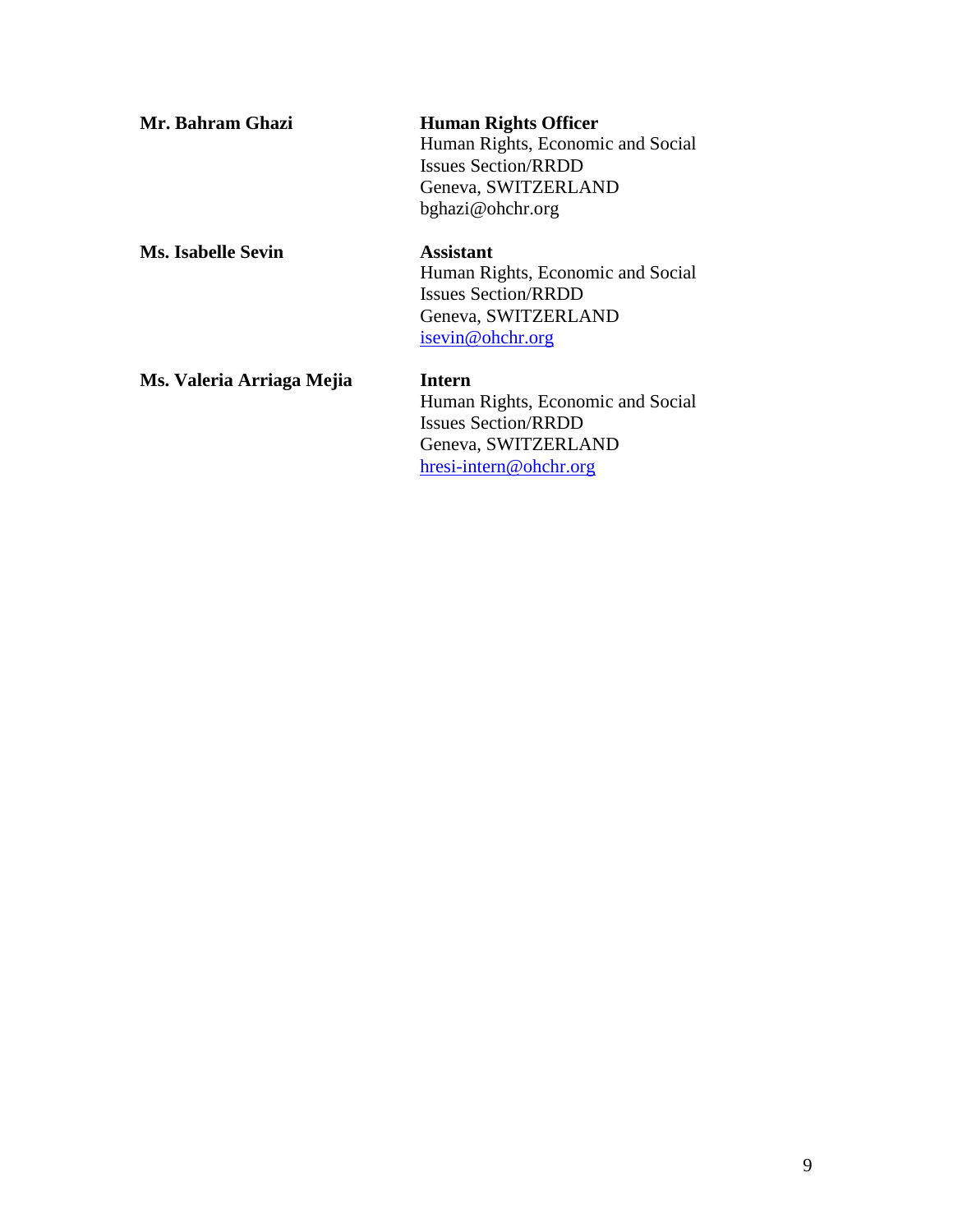| | |
|---|---|
| **Mr. Bahram Ghazi** | **Human Rights Officer**<br>Human Rights, Economic and Social Issues Section/RRDD<br>Geneva, SWITZERLAND<br>bghazi@ohchr.org |
| **Ms. Isabelle Sevin** | **Assistant**<br>Human Rights, Economic and Social Issues Section/RRDD<br>Geneva, SWITZERLAND<br>isevin@ohchr.org |
| **Ms. Valeria Arriaga Mejia** | **Intern**<br>Human Rights, Economic and Social Issues Section/RRDD<br>Geneva, SWITZERLAND<br>hresi-intern@ohchr.org |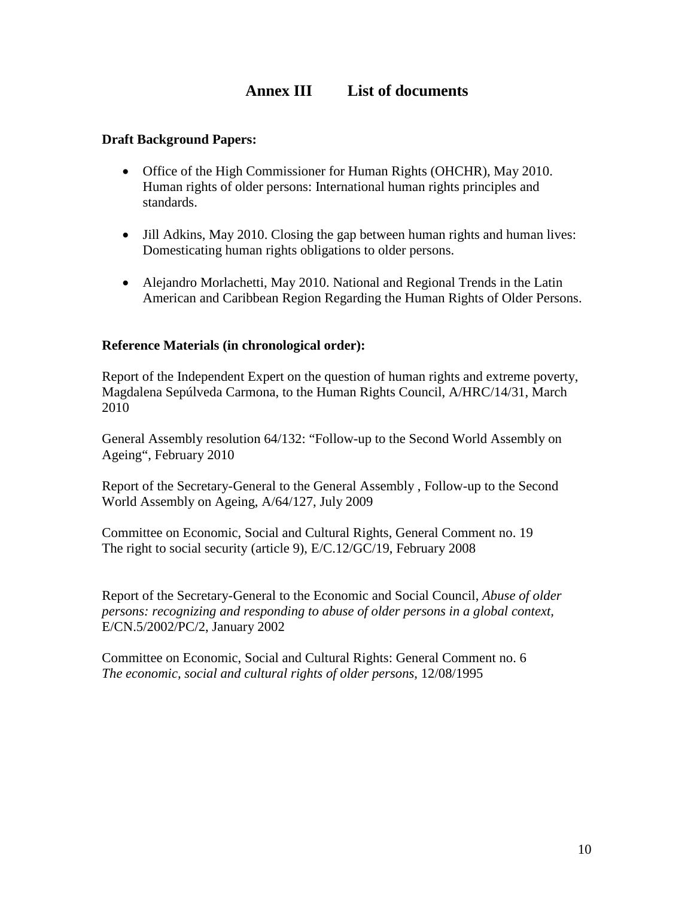# Annex III List of documents

**Draft Background Papers:**

- Office of the High Commissioner for Human Rights (OHCHR), May 2010. Human rights of older persons: International human rights principles and standards.
- Jill Adkins, May 2010. Closing the gap between human rights and human lives: Domesticating human rights obligations to older persons.
- Alejandro Morlachetti, May 2010. National and Regional Trends in the Latin American and Caribbean Region Regarding the Human Rights of Older Persons.

**Reference Materials (in chronological order):**

Report of the Independent Expert on the question of human rights and extreme poverty, Magdalena Sepúlveda Carmona, to the Human Rights Council, A/HRC/14/31, March 2010

General Assembly resolution 64/132: "Follow-up to the Second World Assembly on Ageing", February 2010

Report of the Secretary-General to the General Assembly , Follow-up to the Second World Assembly on Ageing, A/64/127, July 2009

Committee on Economic, Social and Cultural Rights, General Comment no. 19 The right to social security (article 9), E/C.12/GC/19, February 2008

Report of the Secretary-General to the Economic and Social Council, *Abuse of older persons: recognizing and responding to abuse of older persons in a global context,* E/CN.5/2002/PC/2, January 2002

Committee on Economic, Social and Cultural Rights: General Comment no. 6 *The economic, social and cultural rights of older persons*, 12/08/1995